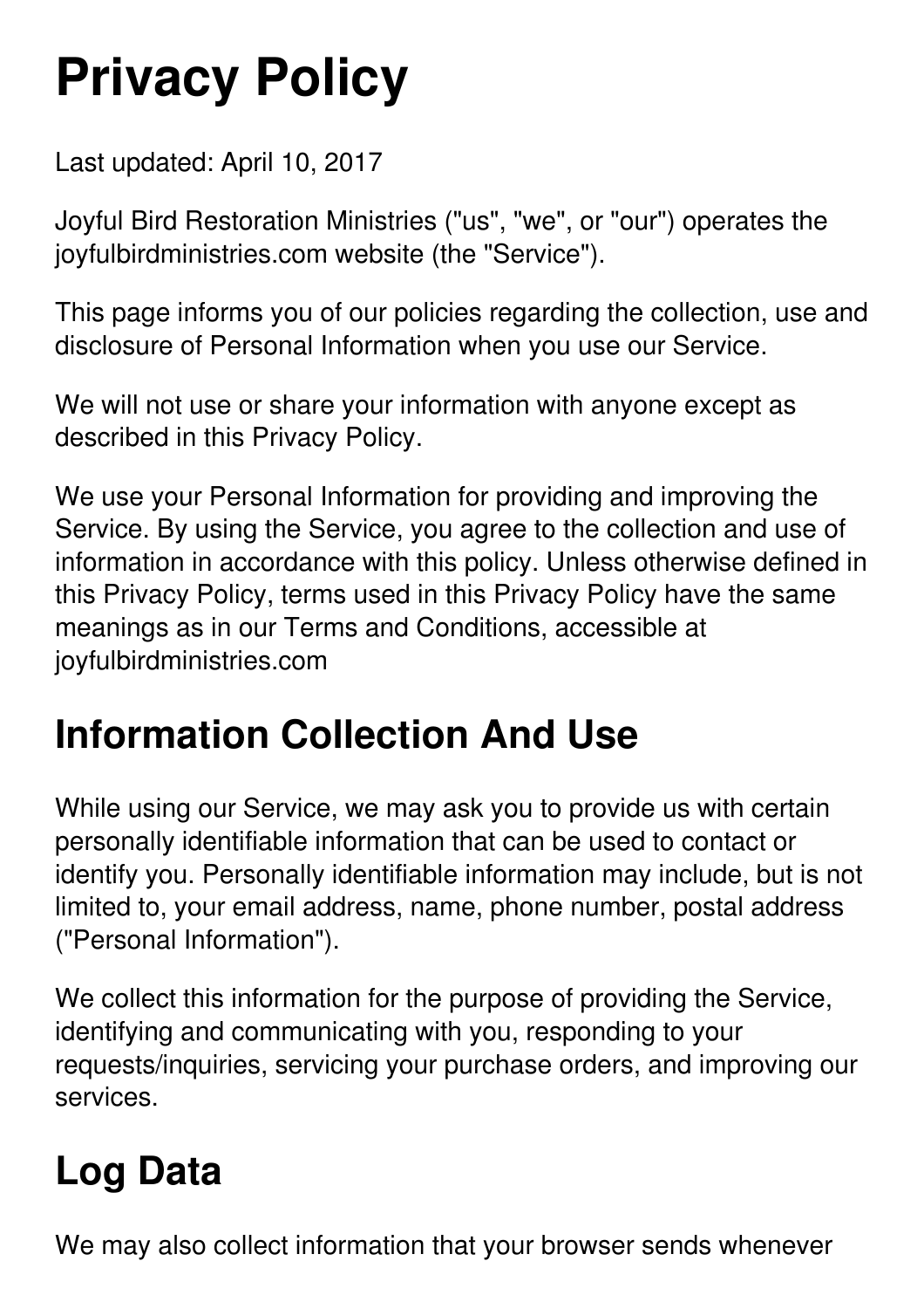# Privacy Policy

Last updated: April 10, 2017

Joyful Bird Restoration Ministries ("us", "we", or "our") operates the joyfulbirdministries.com website (the "Service").

This page informs you of our policies regarding the collection, use and disclosure of Personal Information when you use our Service.

We will not use or share your information with anyone except as described in this Privacy Policy.

We use your Personal Information for providing and improving the Service. By using the Service, you agree to the collection and use of information in accordance with this policy. Unless otherwise defined in this Privacy Policy, terms used in this Privacy Policy have the same meanings as in our Terms and Conditions, accessible at joyfulbirdministries.com

## Information Collection And Use

While using our Service, we may ask you to provide us with certain personally identifiable information that can be used to contact or identify you. Personally identifiable information may include, but is not limited to, your email address, name, phone number, postal address ("Personal Information").

We collect this information for the purpose of providing the Service, identifying and communicating with you, responding to your requests/inquiries, servicing your purchase orders, and improving our services.

## Log Data

We may also collect information that your browser sends whenever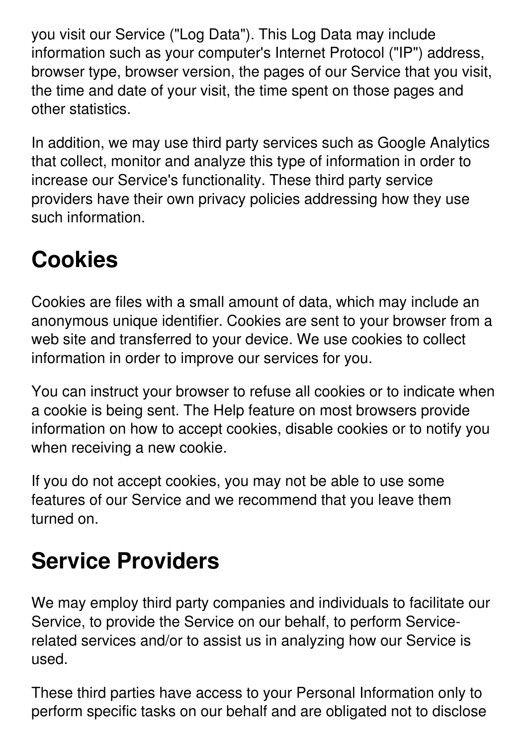you visit our Service ("Log Data"). This Log Data may include information such as your computer's Internet Protocol ("IP") address, browser type, browser version, the pages of our Service that you visit, the time and date of your visit, the time spent on those pages and other statistics.

In addition, we may use third party services such as Google Analytics that collect, monitor and analyze this type of information in order to increase our Service's functionality. These third party service providers have their own privacy policies addressing how they use such information.

## Cookies

Cookies are files with a small amount of data, which may include an anonymous unique identifier. Cookies are sent to your browser from a web site and transferred to your device. We use cookies to collect information in order to improve our services for you.

You can instruct your browser to refuse all cookies or to indicate when a cookie is being sent. The Help feature on most browsers provide information on how to accept cookies, disable cookies or to notify you when receiving a new cookie.

If you do not accept cookies, you may not be able to use some features of our Service and we recommend that you leave them turned on.

## Service Providers

We may employ third party companies and individuals to facilitate our Service, to provide the Service on our behalf, to perform Service-related services and/or to assist us in analyzing how our Service is used.

These third parties have access to your Personal Information only to perform specific tasks on our behalf and are obligated not to disclose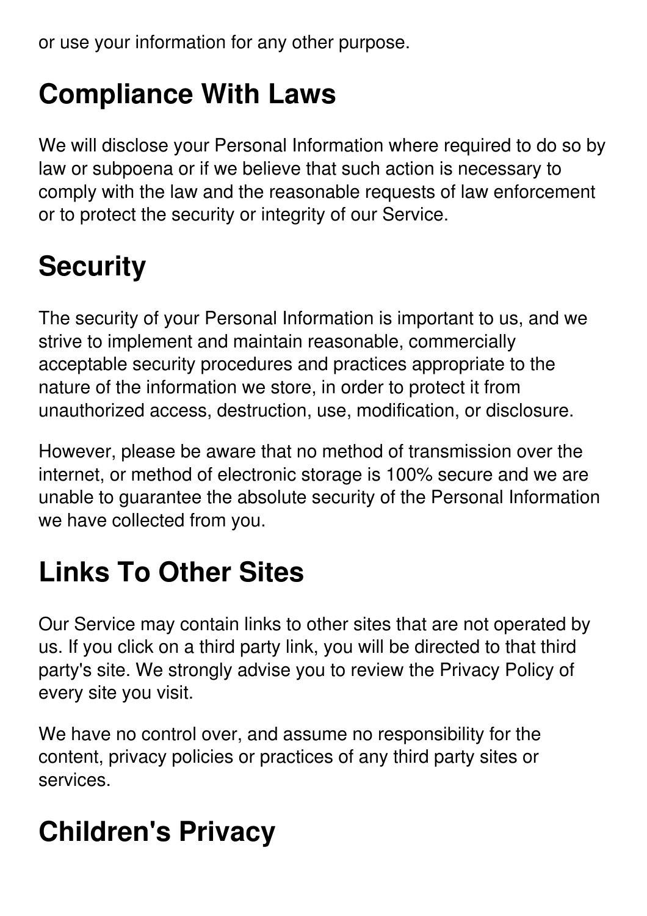or use your information for any other purpose.

## Compliance With Laws

We will disclose your Personal Information where required to do so by law or subpoena or if we believe that such action is necessary to comply with the law and the reasonable requests of law enforcement or to protect the security or integrity of our Service.

## Security

The security of your Personal Information is important to us, and we strive to implement and maintain reasonable, commercially acceptable security procedures and practices appropriate to the nature of the information we store, in order to protect it from unauthorized access, destruction, use, modification, or disclosure.

However, please be aware that no method of transmission over the internet, or method of electronic storage is 100% secure and we are unable to guarantee the absolute security of the Personal Information we have collected from you.

## Links To Other Sites

Our Service may contain links to other sites that are not operated by us. If you click on a third party link, you will be directed to that third party's site. We strongly advise you to review the Privacy Policy of every site you visit.

We have no control over, and assume no responsibility for the content, privacy policies or practices of any third party sites or services.

## Children's Privacy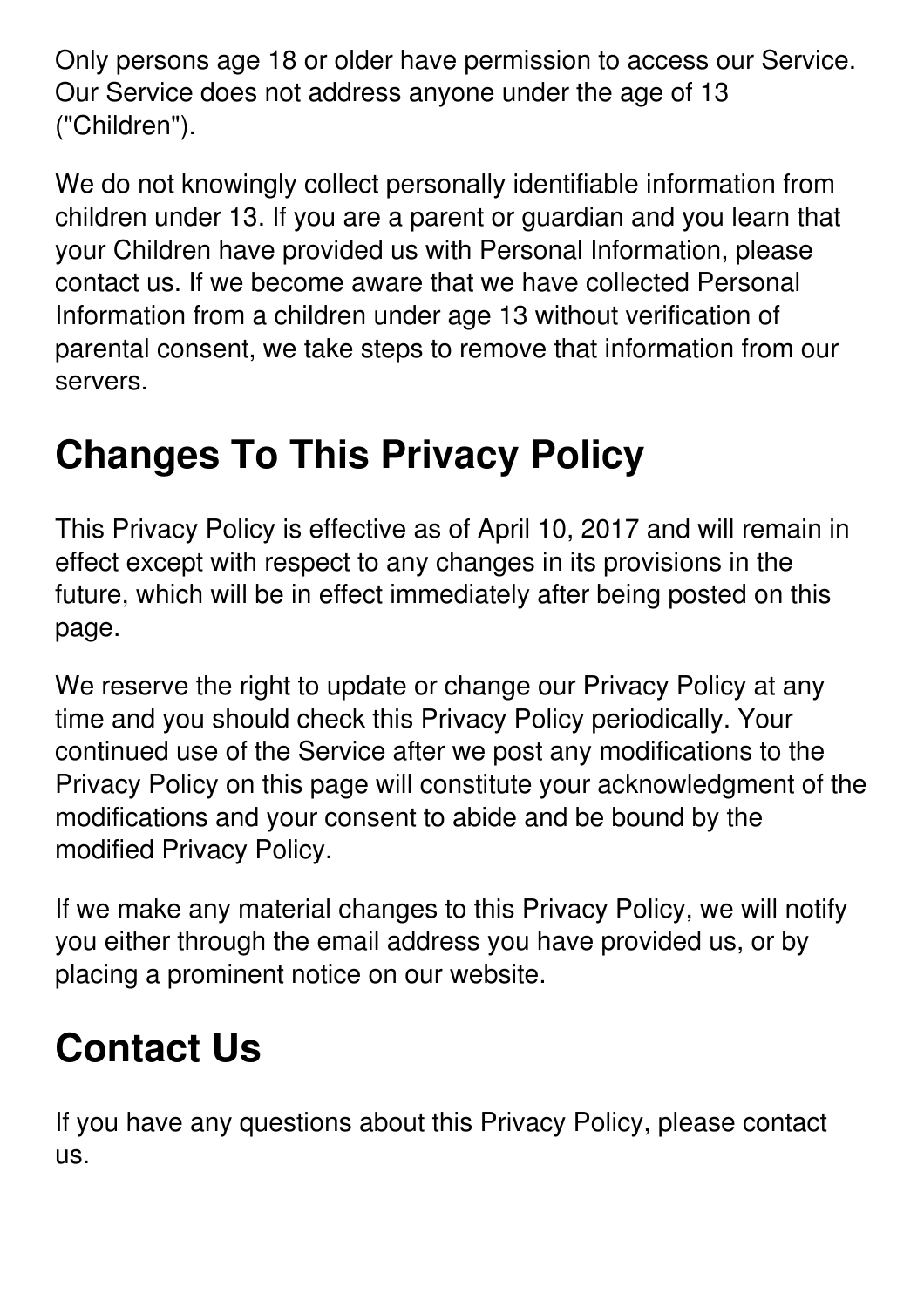Only persons age 18 or older have permission to access our Service. Our Service does not address anyone under the age of 13 ("Children").

We do not knowingly collect personally identifiable information from children under 13. If you are a parent or guardian and you learn that your Children have provided us with Personal Information, please contact us. If we become aware that we have collected Personal Information from a children under age 13 without verification of parental consent, we take steps to remove that information from our servers.

## Changes To This Privacy Policy

This Privacy Policy is effective as of April 10, 2017 and will remain in effect except with respect to any changes in its provisions in the future, which will be in effect immediately after being posted on this page.

We reserve the right to update or change our Privacy Policy at any time and you should check this Privacy Policy periodically. Your continued use of the Service after we post any modifications to the Privacy Policy on this page will constitute your acknowledgment of the modifications and your consent to abide and be bound by the modified Privacy Policy.

If we make any material changes to this Privacy Policy, we will notify you either through the email address you have provided us, or by placing a prominent notice on our website.

## Contact Us

If you have any questions about this Privacy Policy, please contact us.